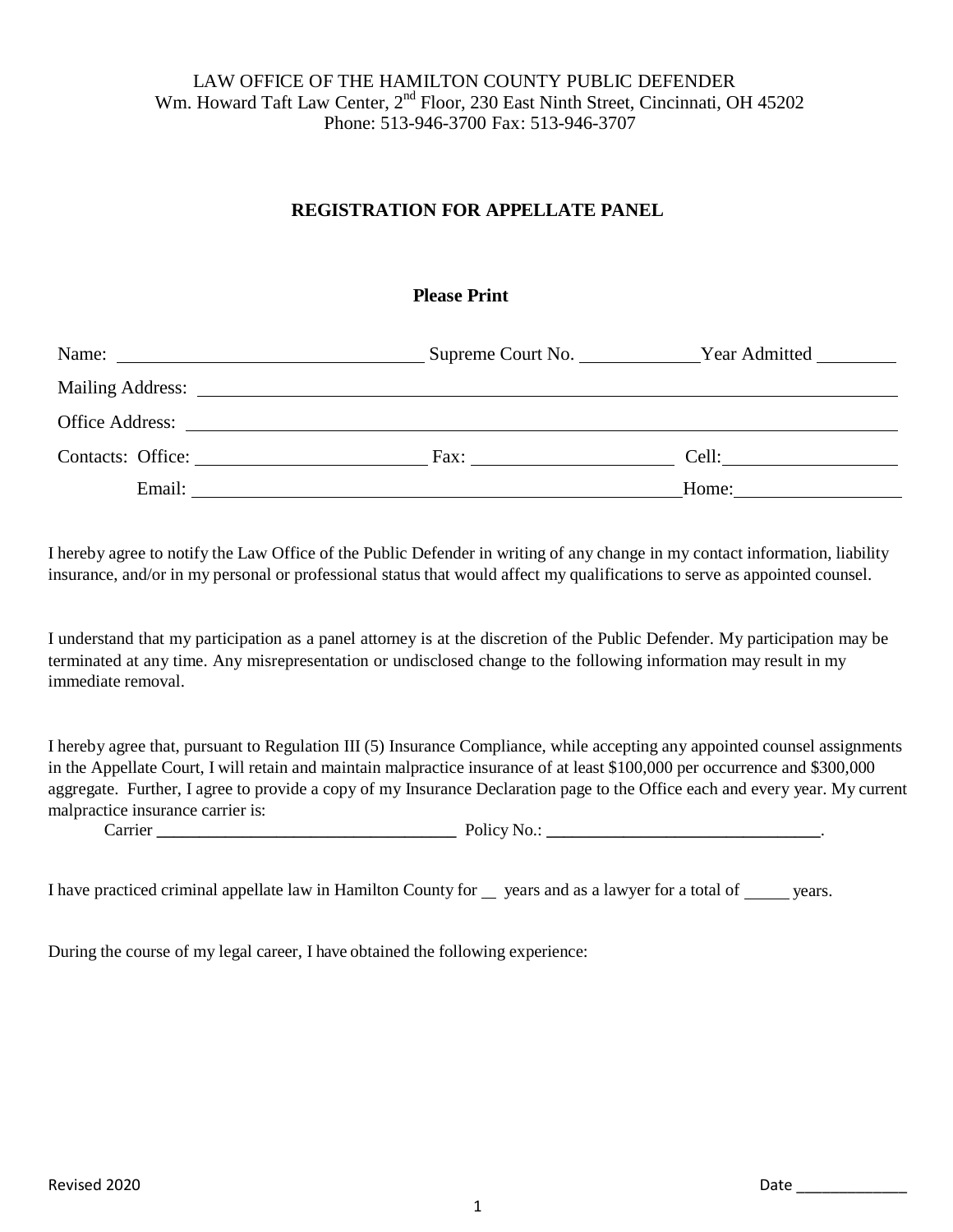LAW OFFICE OF THE HAMILTON COUNTY PUBLIC DEFENDER
Wm. Howard Taft Law Center, 2nd Floor, 230 East Ninth Street, Cincinnati, OH 45202
Phone: 513-946-3700 Fax: 513-946-3707

## REGISTRATION FOR APPELLATE PANEL

**Please Print**

Name: ________________________________ Supreme Court No. ____________ Year Admitted ________

Mailing Address: ____________________________________________________________________________

Office Address: _____________________________________________________________________________

Contacts: Office: ________________________ Fax: _____________________ Cell: __________________

Email: ___________________________________________________ Home: __________________

I hereby agree to notify the Law Office of the Public Defender in writing of any change in my contact information, liability insurance, and/or in my personal or professional status that would affect my qualifications to serve as appointed counsel.

I understand that my participation as a panel attorney is at the discretion of the Public Defender. My participation may be terminated at any time. Any misrepresentation or undisclosed change to the following information may result in my immediate removal.

I hereby agree that, pursuant to Regulation III (5) Insurance Compliance, while accepting any appointed counsel assignments in the Appellate Court, I will retain and maintain malpractice insurance of at least $100,000 per occurrence and $300,000 aggregate. Further, I agree to provide a copy of my Insurance Declaration page to the Office each and every year. My current malpractice insurance carrier is:

Carrier ___________________________________ Policy No.: ________________________________.

I have practiced criminal appellate law in Hamilton County for __ years and as a lawyer for a total of _____ years.

During the course of my legal career, I have obtained the following experience:

Revised 2020

Date _____________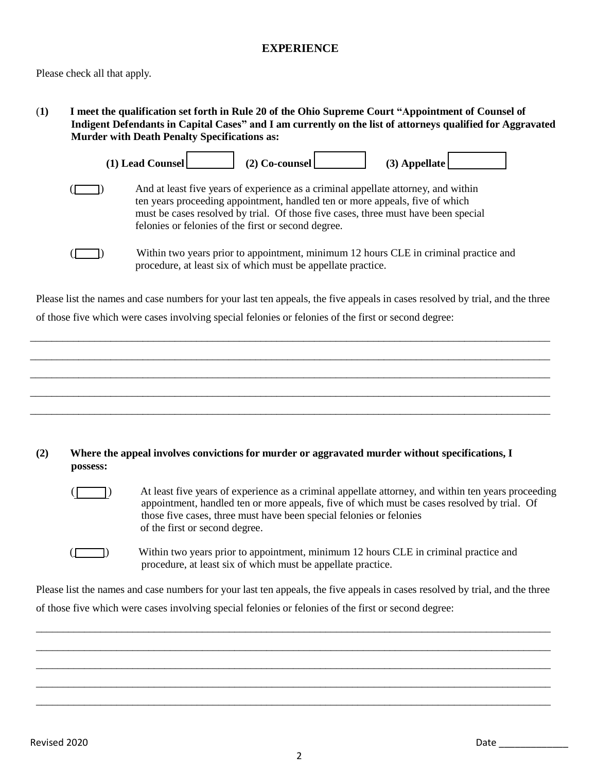## EXPERIENCE

Please check all that apply.

**(1) I meet the qualification set forth in Rule 20 of the Ohio Supreme Court "Appointment of Counsel of Indigent Defendants in Capital Cases" and I am currently on the list of attorneys qualified for Aggravated Murder with Death Penalty Specifications as:**

**(1) Lead Counsel** ☐ **(2) Co-counsel** ☐ **(3) Appellate** ☐

( ☐ ) And at least five years of experience as a criminal appellate attorney, and within ten years proceeding appointment, handled ten or more appeals, five of which must be cases resolved by trial. Of those five cases, three must have been special felonies or felonies of the first or second degree.

( ☐ ) Within two years prior to appointment, minimum 12 hours CLE in criminal practice and procedure, at least six of which must be appellate practice.

Please list the names and case numbers for your last ten appeals, the five appeals in cases resolved by trial, and the three of those five which were cases involving special felonies or felonies of the first or second degree:

\_\_\_\_\_\_\_\_\_\_\_\_\_\_\_\_\_\_\_\_\_\_\_\_\_\_\_\_\_\_\_\_\_\_\_\_\_\_\_\_\_\_\_\_\_\_\_\_\_\_\_\_\_\_\_\_\_\_\_\_\_\_\_\_\_\_\_\_\_\_\_\_\_\_\_\_\_\_

\_\_\_\_\_\_\_\_\_\_\_\_\_\_\_\_\_\_\_\_\_\_\_\_\_\_\_\_\_\_\_\_\_\_\_\_\_\_\_\_\_\_\_\_\_\_\_\_\_\_\_\_\_\_\_\_\_\_\_\_\_\_\_\_\_\_\_\_\_\_\_\_\_\_\_\_\_\_

\_\_\_\_\_\_\_\_\_\_\_\_\_\_\_\_\_\_\_\_\_\_\_\_\_\_\_\_\_\_\_\_\_\_\_\_\_\_\_\_\_\_\_\_\_\_\_\_\_\_\_\_\_\_\_\_\_\_\_\_\_\_\_\_\_\_\_\_\_\_\_\_\_\_\_\_\_\_

\_\_\_\_\_\_\_\_\_\_\_\_\_\_\_\_\_\_\_\_\_\_\_\_\_\_\_\_\_\_\_\_\_\_\_\_\_\_\_\_\_\_\_\_\_\_\_\_\_\_\_\_\_\_\_\_\_\_\_\_\_\_\_\_\_\_\_\_\_\_\_\_\_\_\_\_\_\_

\_\_\_\_\_\_\_\_\_\_\_\_\_\_\_\_\_\_\_\_\_\_\_\_\_\_\_\_\_\_\_\_\_\_\_\_\_\_\_\_\_\_\_\_\_\_\_\_\_\_\_\_\_\_\_\_\_\_\_\_\_\_\_\_\_\_\_\_\_\_\_\_\_\_\_\_\_\_

**(2) Where the appeal involves convictions for murder or aggravated murder without specifications, I possess:**

( ☐ ) At least five years of experience as a criminal appellate attorney, and within ten years proceeding appointment, handled ten or more appeals, five of which must be cases resolved by trial. Of those five cases, three must have been special felonies or felonies of the first or second degree.

( ☐ ) Within two years prior to appointment, minimum 12 hours CLE in criminal practice and procedure, at least six of which must be appellate practice.

Please list the names and case numbers for your last ten appeals, the five appeals in cases resolved by trial, and the three of those five which were cases involving special felonies or felonies of the first or second degree:

\_\_\_\_\_\_\_\_\_\_\_\_\_\_\_\_\_\_\_\_\_\_\_\_\_\_\_\_\_\_\_\_\_\_\_\_\_\_\_\_\_\_\_\_\_\_\_\_\_\_\_\_\_\_\_\_\_\_\_\_\_\_\_\_\_\_\_\_\_\_\_\_\_\_\_\_\_\_

\_\_\_\_\_\_\_\_\_\_\_\_\_\_\_\_\_\_\_\_\_\_\_\_\_\_\_\_\_\_\_\_\_\_\_\_\_\_\_\_\_\_\_\_\_\_\_\_\_\_\_\_\_\_\_\_\_\_\_\_\_\_\_\_\_\_\_\_\_\_\_\_\_\_\_\_\_\_

\_\_\_\_\_\_\_\_\_\_\_\_\_\_\_\_\_\_\_\_\_\_\_\_\_\_\_\_\_\_\_\_\_\_\_\_\_\_\_\_\_\_\_\_\_\_\_\_\_\_\_\_\_\_\_\_\_\_\_\_\_\_\_\_\_\_\_\_\_\_\_\_\_\_\_\_\_\_

\_\_\_\_\_\_\_\_\_\_\_\_\_\_\_\_\_\_\_\_\_\_\_\_\_\_\_\_\_\_\_\_\_\_\_\_\_\_\_\_\_\_\_\_\_\_\_\_\_\_\_\_\_\_\_\_\_\_\_\_\_\_\_\_\_\_\_\_\_\_\_\_\_\_\_\_\_\_

\_\_\_\_\_\_\_\_\_\_\_\_\_\_\_\_\_\_\_\_\_\_\_\_\_\_\_\_\_\_\_\_\_\_\_\_\_\_\_\_\_\_\_\_\_\_\_\_\_\_\_\_\_\_\_\_\_\_\_\_\_\_\_\_\_\_\_\_\_\_\_\_\_\_\_\_\_\_

Revised 2020 Date \_\_\_\_\_\_\_\_\_\_\_\_\_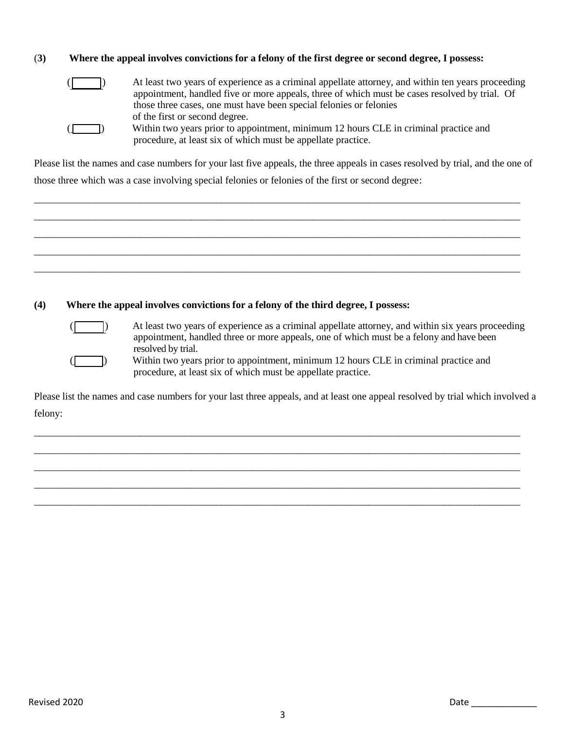**(3) Where the appeal involves convictions for a felony of the first degree or second degree, I possess:**

( ______ ) At least two years of experience as a criminal appellate attorney, and within ten years proceeding appointment, handled five or more appeals, three of which must be cases resolved by trial. Of those three cases, one must have been special felonies or felonies of the first or second degree.

( ______ ) Within two years prior to appointment, minimum 12 hours CLE in criminal practice and procedure, at least six of which must be appellate practice.

Please list the names and case numbers for your last five appeals, the three appeals in cases resolved by trial, and the one of those three which was a case involving special felonies or felonies of the first or second degree:

_____________________________________________________________________________________________

_____________________________________________________________________________________________

_____________________________________________________________________________________________

_____________________________________________________________________________________________

_____________________________________________________________________________________________

**(4) Where the appeal involves convictions for a felony of the third degree, I possess:**

( ______ ) At least two years of experience as a criminal appellate attorney, and within six years proceeding appointment, handled three or more appeals, one of which must be a felony and have been resolved by trial.

( ______ ) Within two years prior to appointment, minimum 12 hours CLE in criminal practice and procedure, at least six of which must be appellate practice.

Please list the names and case numbers for your last three appeals, and at least one appeal resolved by trial which involved a felony:

_____________________________________________________________________________________________

_____________________________________________________________________________________________

_____________________________________________________________________________________________

_____________________________________________________________________________________________

_____________________________________________________________________________________________

Revised 2020

Date _____________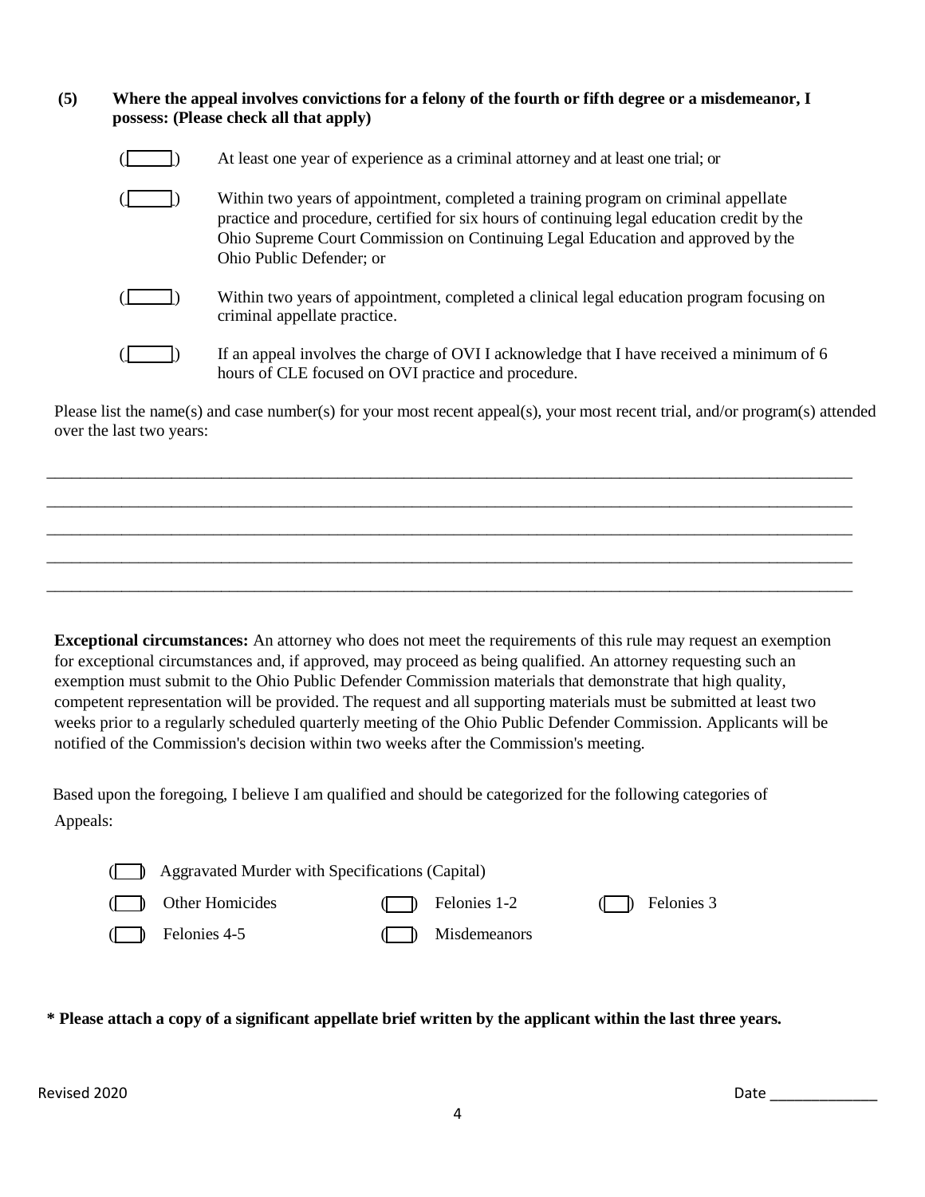**(5) Where the appeal involves convictions for a felony of the fourth or fifth degree or a misdemeanor, I possess: (Please check all that apply)**

- ( ) At least one year of experience as a criminal attorney and at least one trial; or
- ( ) Within two years of appointment, completed a training program on criminal appellate practice and procedure, certified for six hours of continuing legal education credit by the Ohio Supreme Court Commission on Continuing Legal Education and approved by the Ohio Public Defender; or
- ( ) Within two years of appointment, completed a clinical legal education program focusing on criminal appellate practice.
- ( ) If an appeal involves the charge of OVI I acknowledge that I have received a minimum of 6 hours of CLE focused on OVI practice and procedure.

Please list the name(s) and case number(s) for your most recent appeal(s), your most recent trial, and/or program(s) attended over the last two years:

____________________________________________________________________________________________

____________________________________________________________________________________________

____________________________________________________________________________________________

____________________________________________________________________________________________

____________________________________________________________________________________________

**Exceptional circumstances:** An attorney who does not meet the requirements of this rule may request an exemption for exceptional circumstances and, if approved, may proceed as being qualified. An attorney requesting such an exemption must submit to the Ohio Public Defender Commission materials that demonstrate that high quality, competent representation will be provided. The request and all supporting materials must be submitted at least two weeks prior to a regularly scheduled quarterly meeting of the Ohio Public Defender Commission. Applicants will be notified of the Commission's decision within two weeks after the Commission's meeting.

Based upon the foregoing, I believe I am qualified and should be categorized for the following categories of Appeals:

( ) Aggravated Murder with Specifications (Capital)

( ) Other Homicides ( ) Felonies 1-2 ( ) Felonies 3

( ) Felonies 4-5 ( ) Misdemeanors

**\* Please attach a copy of a significant appellate brief written by the applicant within the last three years.**

Revised 2020

Date _____________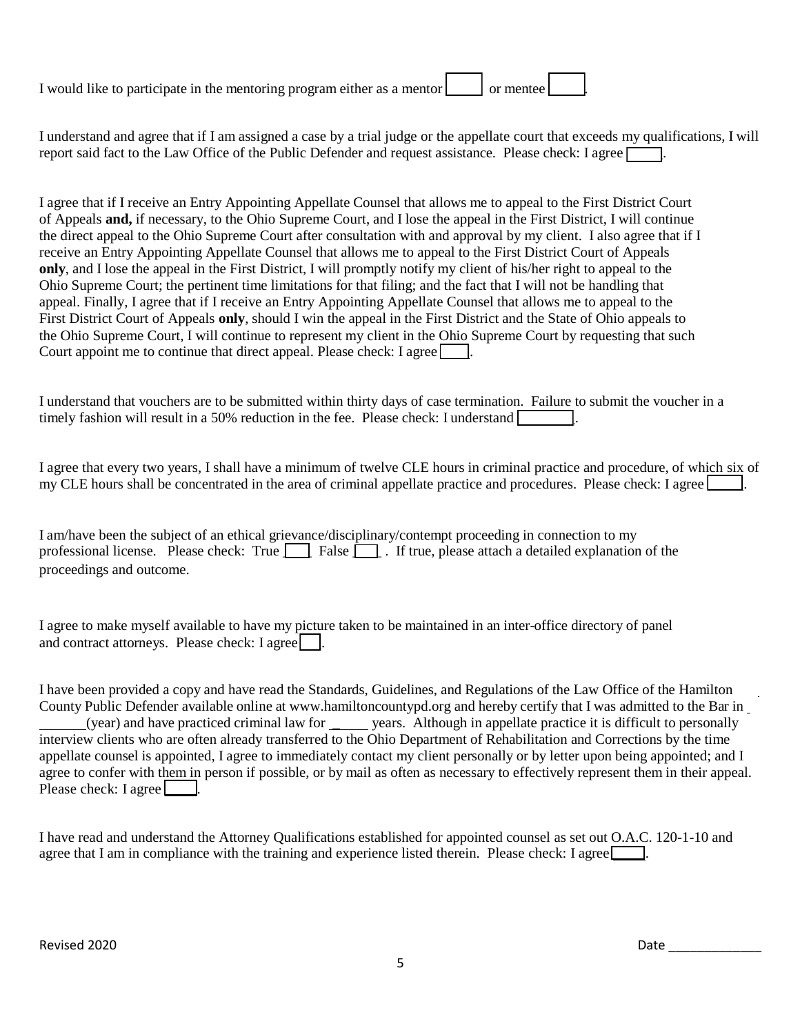I would like to participate in the mentoring program either as a mentor [ ] or mentee [ ].

I understand and agree that if I am assigned a case by a trial judge or the appellate court that exceeds my qualifications, I will report said fact to the Law Office of the Public Defender and request assistance. Please check: I agree [ ].

I agree that if I receive an Entry Appointing Appellate Counsel that allows me to appeal to the First District Court of Appeals **and,** if necessary, to the Ohio Supreme Court, and I lose the appeal in the First District, I will continue the direct appeal to the Ohio Supreme Court after consultation with and approval by my client. I also agree that if I receive an Entry Appointing Appellate Counsel that allows me to appeal to the First District Court of Appeals **only**, and I lose the appeal in the First District, I will promptly notify my client of his/her right to appeal to the Ohio Supreme Court; the pertinent time limitations for that filing; and the fact that I will not be handling that appeal. Finally, I agree that if I receive an Entry Appointing Appellate Counsel that allows me to appeal to the First District Court of Appeals **only**, should I win the appeal in the First District and the State of Ohio appeals to the Ohio Supreme Court, I will continue to represent my client in the Ohio Supreme Court by requesting that such Court appoint me to continue that direct appeal. Please check: I agree [ ].

I understand that vouchers are to be submitted within thirty days of case termination. Failure to submit the voucher in a timely fashion will result in a 50% reduction in the fee. Please check: I understand [ ].

I agree that every two years, I shall have a minimum of twelve CLE hours in criminal practice and procedure, of which six of my CLE hours shall be concentrated in the area of criminal appellate practice and procedures. Please check: I agree [ ].

I am/have been the subject of an ethical grievance/disciplinary/contempt proceeding in connection to my professional license. Please check: True [ ] False [ ] . If true, please attach a detailed explanation of the proceedings and outcome.

I agree to make myself available to have my picture taken to be maintained in an inter-office directory of panel and contract attorneys. Please check: I agree [ ].

I have been provided a copy and have read the Standards, Guidelines, and Regulations of the Law Office of the Hamilton County Public Defender available online at www.hamiltoncountypd.org and hereby certify that I was admitted to the Bar in ______(year) and have practiced criminal law for ______ years. Although in appellate practice it is difficult to personally interview clients who are often already transferred to the Ohio Department of Rehabilitation and Corrections by the time appellate counsel is appointed, I agree to immediately contact my client personally or by letter upon being appointed; and I agree to confer with them in person if possible, or by mail as often as necessary to effectively represent them in their appeal. Please check: I agree [ ].

I have read and understand the Attorney Qualifications established for appointed counsel as set out O.A.C. 120-1-10 and agree that I am in compliance with the training and experience listed therein. Please check: I agree [ ].

Revised 2020

Date _____________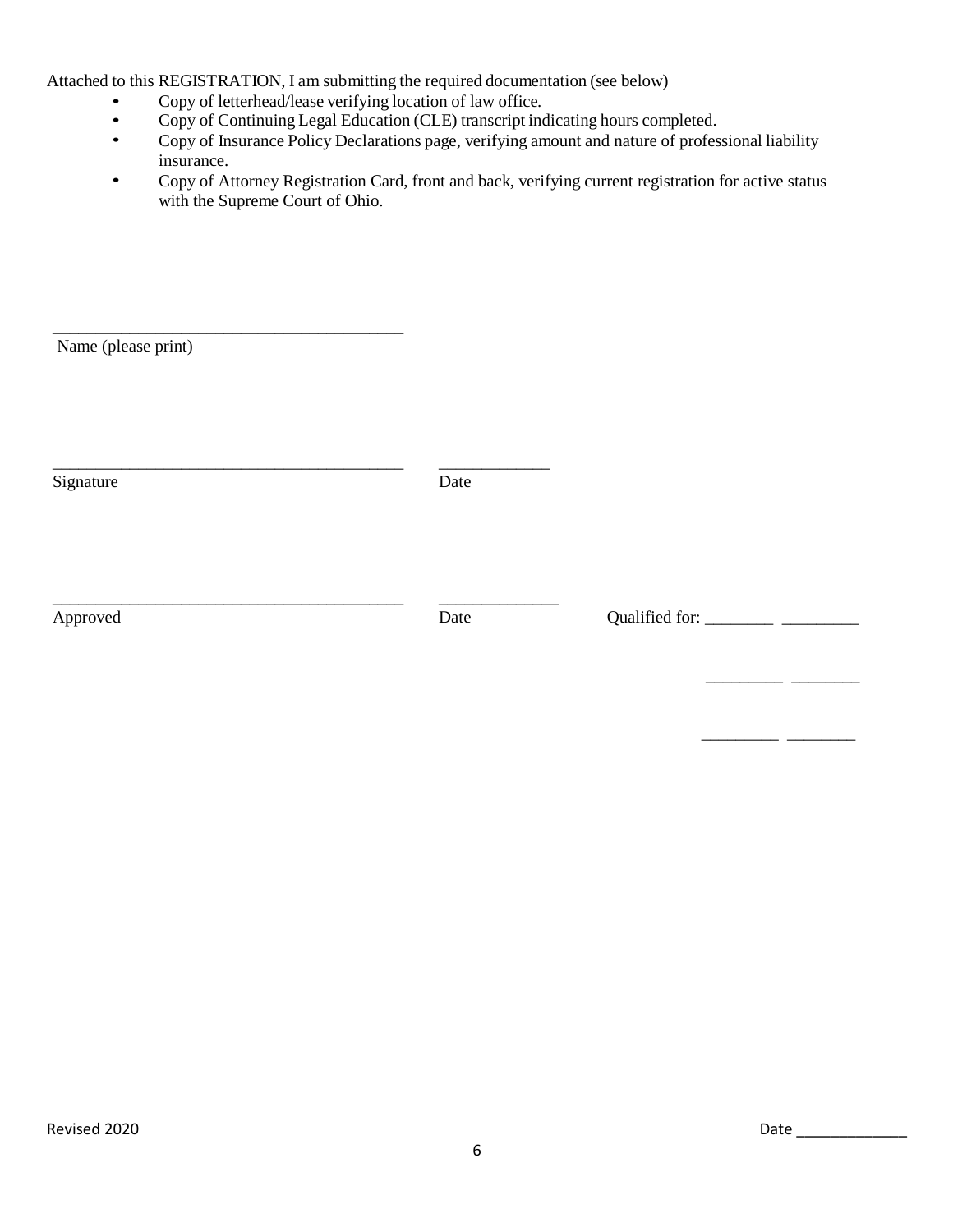Attached to this REGISTRATION, I am submitting the required documentation (see below)

- Copy of letterhead/lease verifying location of law office.
- Copy of Continuing Legal Education (CLE) transcript indicating hours completed.
- Copy of Insurance Policy Declarations page, verifying amount and nature of professional liability insurance.
- Copy of Attorney Registration Card, front and back, verifying current registration for active status with the Supreme Court of Ohio.

\_\_\_\_\_\_\_\_\_\_\_\_\_\_\_\_\_\_\_\_\_\_\_\_\_\_\_\_\_\_\_\_\_\_\_\_\_\_\_\_\_\_

Name (please print)

\_\_\_\_\_\_\_\_\_\_\_\_\_\_\_\_\_\_\_\_\_\_\_\_\_\_\_\_\_\_\_\_\_\_\_\_\_\_\_\_\_\_ \_\_\_\_\_\_\_\_\_\_\_\_\_

Signature Date

\_\_\_\_\_\_\_\_\_\_\_\_\_\_\_\_\_\_\_\_\_\_\_\_\_\_\_\_\_\_\_\_\_\_\_\_\_\_\_\_\_\_ \_\_\_\_\_\_\_\_\_\_\_\_\_\_

Approved Date Qualified for: \_\_\_\_\_\_\_\_ \_\_\_\_\_\_\_\_\_

\_\_\_\_\_\_\_\_\_ \_\_\_\_\_\_\_\_

\_\_\_\_\_\_\_\_\_ \_\_\_\_\_\_\_\_

Revised 2020 Date \_\_\_\_\_\_\_\_\_\_\_\_\_